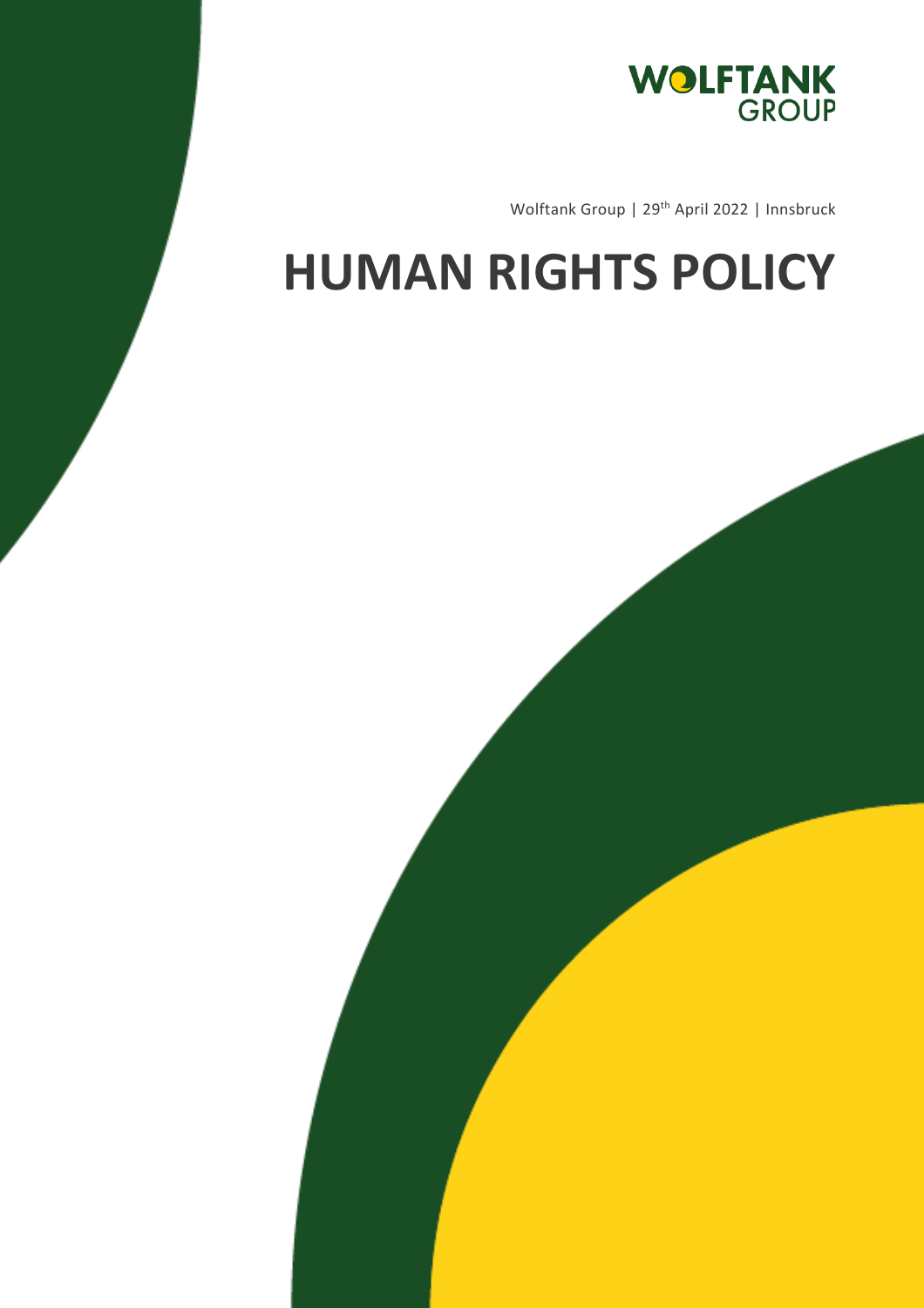WOLFTANK GROUP

Wolftank Group | 29th April 2022 | Innsbruck

# HUMAN RIGHTS POLICY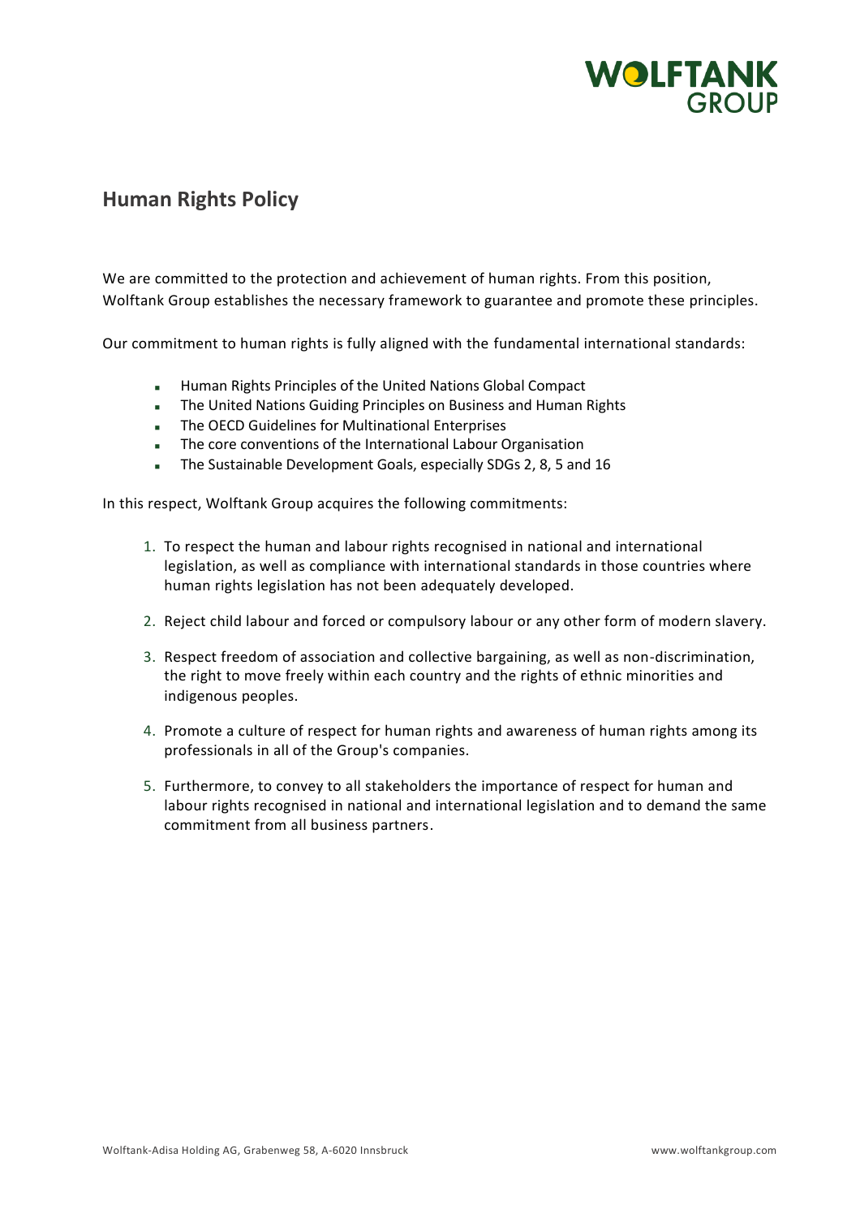## Human Rights Policy

We are committed to the protection and achievement of human rights. From this position, Wolftank Group establishes the necessary framework to guarantee and promote these principles.

Our commitment to human rights is fully aligned with the fundamental international standards:

- Human Rights Principles of the United Nations Global Compact
- The United Nations Guiding Principles on Business and Human Rights
- The OECD Guidelines for Multinational Enterprises
- The core conventions of the International Labour Organisation
- The Sustainable Development Goals, especially SDGs 2, 8, 5 and 16

In this respect, Wolftank Group acquires the following commitments:

1. To respect the human and labour rights recognised in national and international legislation, as well as compliance with international standards in those countries where human rights legislation has not been adequately developed.

2. Reject child labour and forced or compulsory labour or any other form of modern slavery.

3. Respect freedom of association and collective bargaining, as well as non-discrimination, the right to move freely within each country and the rights of ethnic minorities and indigenous peoples.

4. Promote a culture of respect for human rights and awareness of human rights among its professionals in all of the Group's companies.

5. Furthermore, to convey to all stakeholders the importance of respect for human and labour rights recognised in national and international legislation and to demand the same commitment from all business partners.